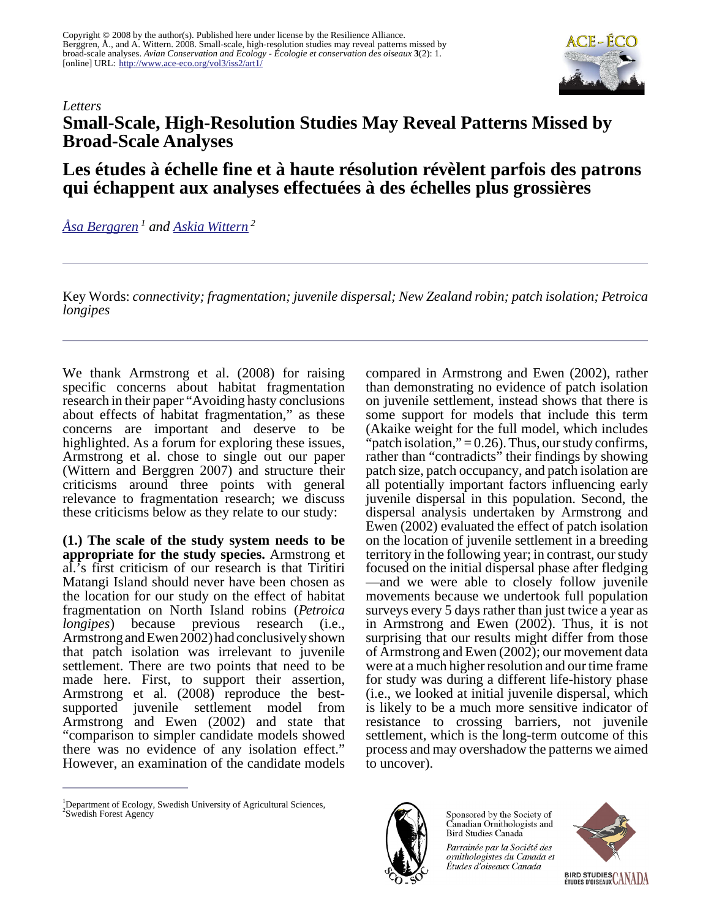Copyright © 2008 by the author(s). Published here under license by the Resilience Alliance.
Berggren, Å., and A. Wittern. 2008. Small-scale, high-resolution studies may reveal patterns missed by broad-scale analyses. *Avian Conservation and Ecology - Écologie et conservation des oiseaux* **3**(2): 1. [online] URL: http://www.ace-eco.org/vol3/iss2/art1/

*Letters*

# Small-Scale, High-Resolution Studies May Reveal Patterns Missed by Broad-Scale Analyses

# Les études à échelle fine et à haute résolution révèlent parfois des patrons qui échappent aux analyses effectuées à des échelles plus grossières

*Åsa Berggren* [1] *and Askia Wittern* [2]

Key Words: *connectivity; fragmentation; juvenile dispersal; New Zealand robin; patch isolation; Petroica longipes*

We thank Armstrong et al. (2008) for raising specific concerns about habitat fragmentation research in their paper "Avoiding hasty conclusions about effects of habitat fragmentation," as these concerns are important and deserve to be highlighted. As a forum for exploring these issues, Armstrong et al. chose to single out our paper (Wittern and Berggren 2007) and structure their criticisms around three points with general relevance to fragmentation research; we discuss these criticisms below as they relate to our study:

**(1.) The scale of the study system needs to be appropriate for the study species.** Armstrong et al.'s first criticism of our research is that Tiritiri Matangi Island should never have been chosen as the location for our study on the effect of habitat fragmentation on North Island robins (*Petroica longipes*) because previous research (i.e., Armstrong and Ewen 2002) had conclusively shown that patch isolation was irrelevant to juvenile settlement. There are two points that need to be made here. First, to support their assertion, Armstrong et al. (2008) reproduce the best-supported juvenile settlement model from Armstrong and Ewen (2002) and state that "comparison to simpler candidate models showed there was no evidence of any isolation effect." However, an examination of the candidate models compared in Armstrong and Ewen (2002), rather than demonstrating no evidence of patch isolation on juvenile settlement, instead shows that there is some support for models that include this term (Akaike weight for the full model, which includes "patch isolation," = 0.26). Thus, our study confirms, rather than "contradicts" their findings by showing patch size, patch occupancy, and patch isolation are all potentially important factors influencing early juvenile dispersal in this population. Second, the dispersal analysis undertaken by Armstrong and Ewen (2002) evaluated the effect of patch isolation on the location of juvenile settlement in a breeding territory in the following year; in contrast, our study focused on the initial dispersal phase after fledging—and we were able to closely follow juvenile movements because we undertook full population surveys every 5 days rather than just twice a year as in Armstrong and Ewen (2002). Thus, it is not surprising that our results might differ from those of Armstrong and Ewen (2002); our movement data were at a much higher resolution and our time frame for study was during a different life-history phase (i.e., we looked at initial juvenile dispersal, which is likely to be a much more sensitive indicator of resistance to crossing barriers, not juvenile settlement, which is the long-term outcome of this process and may overshadow the patterns we aimed to uncover).

[1] Department of Ecology, Swedish University of Agricultural Sciences, [2] Swedish Forest Agency

Sponsored by the Society of Canadian Ornithologists and Bird Studies Canada

*Parrainée par la Société des ornithologistes du Canada et Études d'oiseaux Canada*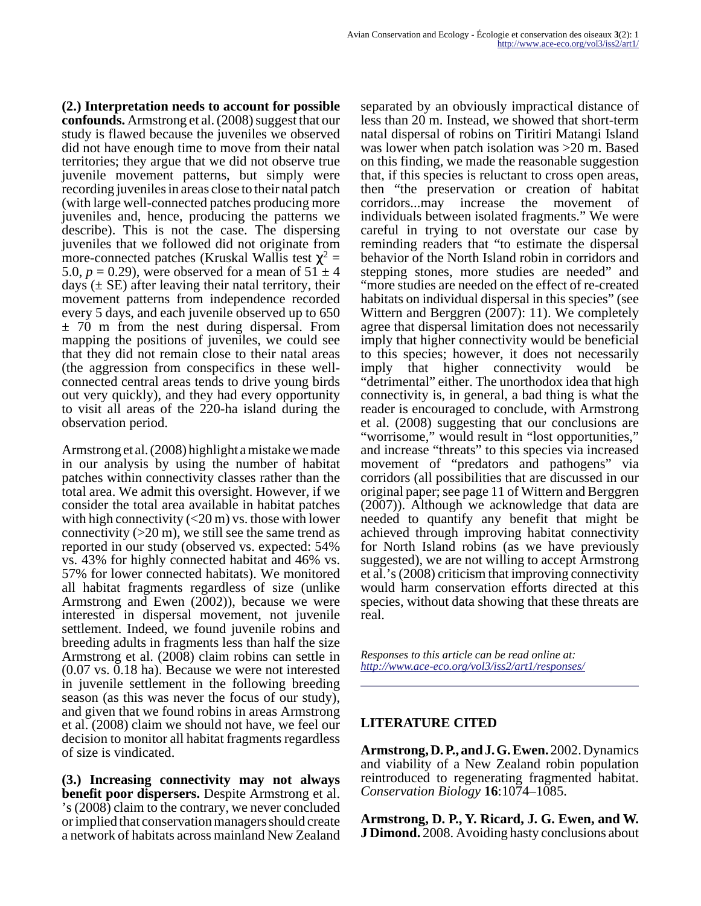**(2.) Interpretation needs to account for possible confounds.** Armstrong et al. (2008) suggest that our study is flawed because the juveniles we observed did not have enough time to move from their natal territories; they argue that we did not observe true juvenile movement patterns, but simply were recording juveniles in areas close to their natal patch (with large well-connected patches producing more juveniles and, hence, producing the patterns we describe). This is not the case. The dispersing juveniles that we followed did not originate from more-connected patches (Kruskal Wallis test $\chi^2 = 5.0$, $p = 0.29$), were observed for a mean of $51 \pm 4$ days ($\pm$ SE) after leaving their natal territory, their movement patterns from independence recorded every 5 days, and each juvenile observed up to 650 $\pm$ 70 m from the nest during dispersal. From mapping the positions of juveniles, we could see that they did not remain close to their natal areas (the aggression from conspecifics in these well-connected central areas tends to drive young birds out very quickly), and they had every opportunity to visit all areas of the 220-ha island during the observation period.

Armstrong et al. (2008) highlight a mistake we made in our analysis by using the number of habitat patches within connectivity classes rather than the total area. We admit this oversight. However, if we consider the total area available in habitat patches with high connectivity (<20 m) vs. those with lower connectivity (>20 m), we still see the same trend as reported in our study (observed vs. expected: 54% vs. 43% for highly connected habitat and 46% vs. 57% for lower connected habitats). We monitored all habitat fragments regardless of size (unlike Armstrong and Ewen (2002)), because we were interested in dispersal movement, not juvenile settlement. Indeed, we found juvenile robins and breeding adults in fragments less than half the size Armstrong et al. (2008) claim robins can settle in (0.07 vs. 0.18 ha). Because we were not interested in juvenile settlement in the following breeding season (as this was never the focus of our study), and given that we found robins in areas Armstrong et al. (2008) claim we should not have, we feel our decision to monitor all habitat fragments regardless of size is vindicated.

**(3.) Increasing connectivity may not always benefit poor dispersers.** Despite Armstrong et al.'s (2008) claim to the contrary, we never concluded or implied that conservation managers should create a network of habitats across mainland New Zealand separated by an obviously impractical distance of less than 20 m. Instead, we showed that short-term natal dispersal of robins on Tiritiri Matangi Island was lower when patch isolation was >20 m. Based on this finding, we made the reasonable suggestion that, if this species is reluctant to cross open areas, then "the preservation or creation of habitat corridors...may increase the movement of individuals between isolated fragments." We were careful in trying to not overstate our case by reminding readers that "to estimate the dispersal behavior of the North Island robin in corridors and stepping stones, more studies are needed" and "more studies are needed on the effect of re-created habitats on individual dispersal in this species" (see Wittern and Berggren (2007): 11). We completely agree that dispersal limitation does not necessarily imply that higher connectivity would be beneficial to this species; however, it does not necessarily imply that higher connectivity would be "detrimental" either. The unorthodox idea that high connectivity is, in general, a bad thing is what the reader is encouraged to conclude, with Armstrong et al. (2008) suggesting that our conclusions are "worrisome," would result in "lost opportunities," and increase "threats" to this species via increased movement of "predators and pathogens" via corridors (all possibilities that are discussed in our original paper; see page 11 of Wittern and Berggren (2007)). Although we acknowledge that data are needed to quantify any benefit that might be achieved through improving habitat connectivity for North Island robins (as we have previously suggested), we are not willing to accept Armstrong et al.'s (2008) criticism that improving connectivity would harm conservation efforts directed at this species, without data showing that these threats are real.

*Responses to this article can be read online at:*
*http://www.ace-eco.org/vol3/iss2/art1/responses/*

## LITERATURE CITED

**Armstrong, D. P., and J. G. Ewen.** 2002. Dynamics and viability of a New Zealand robin population reintroduced to regenerating fragmented habitat. *Conservation Biology* **16**:1074–1085.

**Armstrong, D. P., Y. Ricard, J. G. Ewen, and W. J Dimond.** 2008. Avoiding hasty conclusions about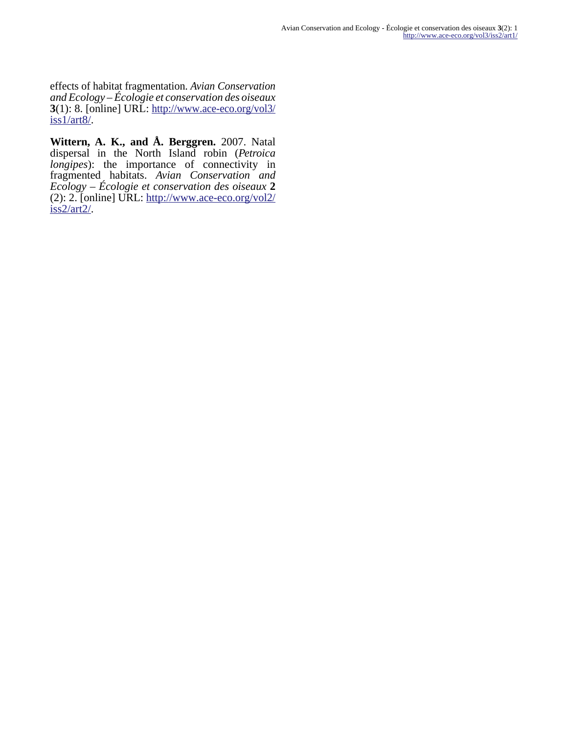effects of habitat fragmentation. *Avian Conservation and Ecology – Écologie et conservation des oiseaux* **3**(1): 8. [online] URL: http://www.ace-eco.org/vol3/iss1/art8/.

**Wittern, A. K., and Å. Berggren.** 2007. Natal dispersal in the North Island robin (*Petroica longipes*): the importance of connectivity in fragmented habitats. *Avian Conservation and Ecology – Écologie et conservation des oiseaux* **2** (2): 2. [online] URL: http://www.ace-eco.org/vol2/iss2/art2/.